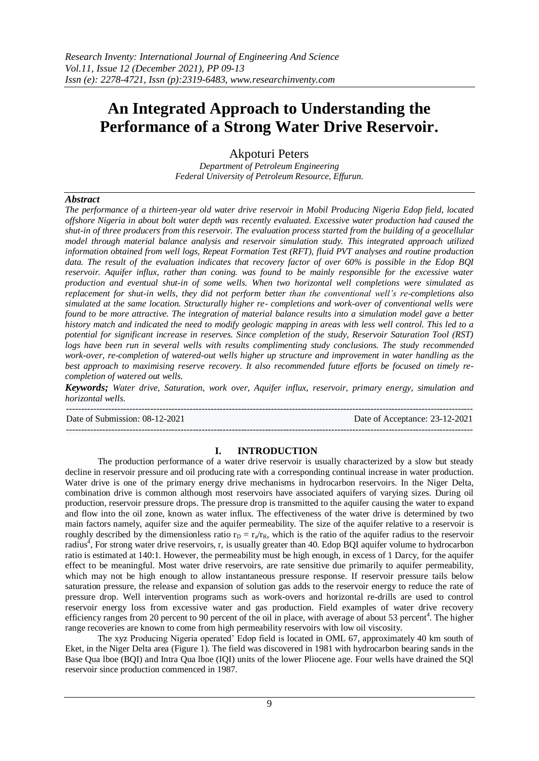# An Integrated Approach to Understanding the Performance of a Strong Water Drive Reservoir.

Akpoturi Peters

*Department of Petroleum Engineering*
*Federal University of Petroleum Resource, Effurun.*

### *Abstract*

*The performance of a thirteen-year old water drive reservoir in Mobil Producing Nigeria Edop field, located offshore Nigeria in about bolt water depth was recently evaluated. Excessive water production had caused the shut-in of three producers from this reservoir. The evaluation process started from the building of a geocellular model through material balance analysis and reservoir simulation study. This integrated approach utilized information obtained from well logs, Repeat Formation Test (RFT), fluid PVT analyses and routine production data. The result of the evaluation indicates that recovery factor of over 60% is possible in the Edop BQI reservoir. Aquifer influx, rather than coning. was found to be mainly responsible for the excessive water production and eventual shut-in of some wells. When two horizontal well completions were simulated as replacement for shut-in wells, they did not perform better than the conventional well's re-completions also simulated at the same location. Structurally higher re- completions and work-over of conventional wells were found to be more attractive. The integration of material balance results into a simulation model gave a better history match and indicated the need to modify geologic mapping in areas with less well control. This led to a potential for significant increase in reserves. Since completion of the study, Reservoir Saturation Tool (RST) logs have been run in several wells with results complimenting study conclusions. The study recommended work-over, re-completion of watered-out wells higher up structure and improvement in water handling as the best approach to maximising reserve recovery. It also recommended future efforts be focused on timely re-completion of watered out wells.*

***Keywords;*** *Water drive, Saturation, work over, Aquifer influx, reservoir, primary energy, simulation and horizontal wells.*

---

Date of Submission: 08-12-2021 | Date of Acceptance: 23-12-2021

---

## I. INTRODUCTION

The production performance of a water drive reservoir is usually characterized by a slow but steady decline in reservoir pressure and oil producing rate with a corresponding continual increase in water production. Water drive is one of the primary energy drive mechanisms in hydrocarbon reservoirs. In the Niger Delta, combination drive is common although most reservoirs have associated aquifers of varying sizes. During oil production, reservoir pressure drops. The pressure drop is transmitted to the aquifer causing the water to expand and flow into the oil zone, known as water influx. The effectiveness of the water drive is determined by two main factors namely, aquifer size and the aquifer permeability. The size of the aquifer relative to a reservoir is roughly described by the dimensionless ratio $r_D = r_a/r_R$, which is the ratio of the aquifer radius to the reservoir radius[4], For strong water drive reservoirs, r, is usually greater than 40. Edop BQI aquifer volume to hydrocarbon ratio is estimated at 140:1. However, the permeability must be high enough, in excess of 1 Darcy, for the aquifer effect to be meaningful. Most water drive reservoirs, are rate sensitive due primarily to aquifer permeability, which may not be high enough to allow instantaneous pressure response. If reservoir pressure tails below saturation pressure, the release and expansion of solution gas adds to the reservoir energy to reduce the rate of pressure drop. Well intervention programs such as work-overs and horizontal re-drills are used to control reservoir energy loss from excessive water and gas production. Field examples of water drive recovery efficiency ranges from 20 percent to 90 percent of the oil in place, with average of about 53 percent[4]. The higher range recoveries are known to come from high permeability reservoirs with low oil viscosity.

The xyz Producing Nigeria operated' Edop field is located in OML 67, approximately 40 km south of Eket, in the Niger Delta area (Figure 1). The field was discovered in 1981 with hydrocarbon bearing sands in the Base Qua lboe (BQI) and Intra Qua lboe (IQI) units of the lower Pliocene age. Four wells have drained the SQl reservoir since production commenced in 1987.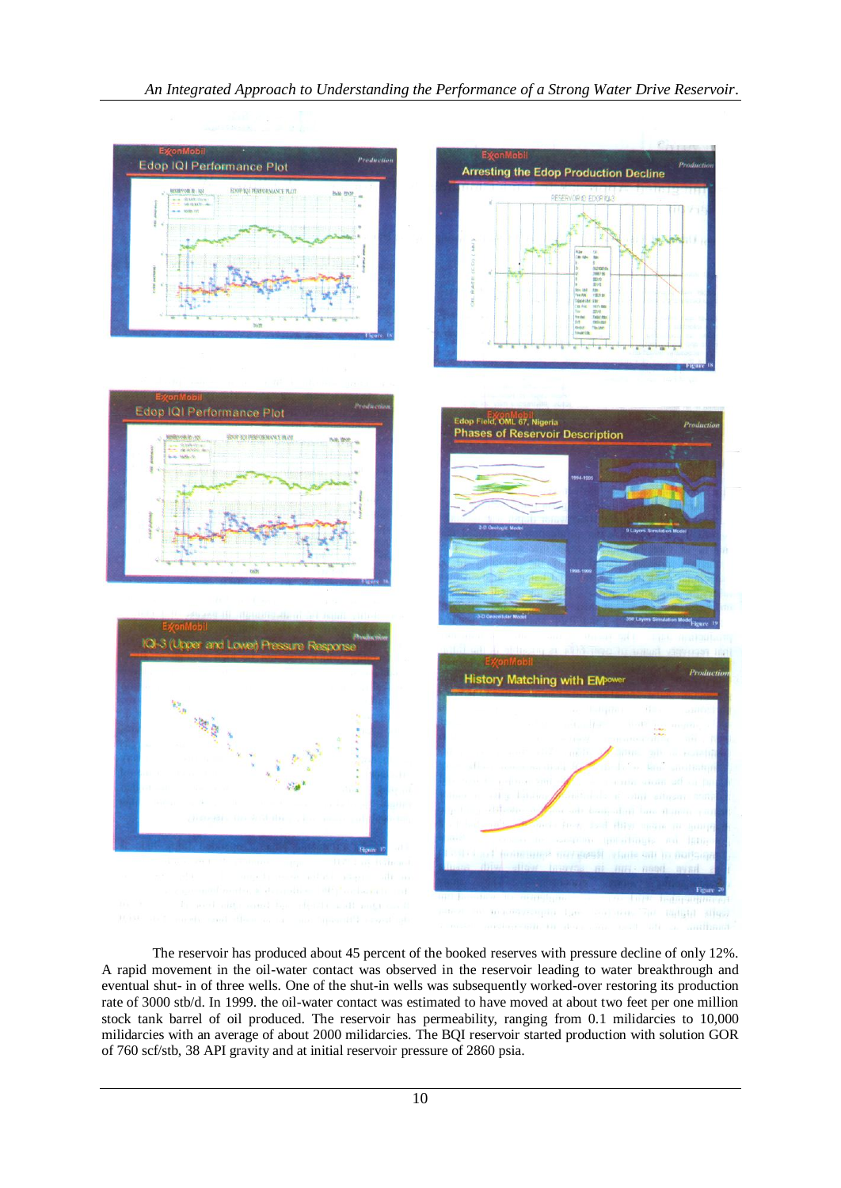The reservoir has produced about 45 percent of the booked reserves with pressure decline of only 12%. A rapid movement in the oil-water contact was observed in the reservoir leading to water breakthrough and eventual shut- in of three wells. One of the shut-in wells was subsequently worked-over restoring its production rate of 3000 stb/d. In 1999. the oil-water contact was estimated to have moved at about two feet per one million stock tank barrel of oil produced. The reservoir has permeability, ranging from 0.1 milidarcies to 10,000 milidarcies with an average of about 2000 milidarcies. The BQI reservoir started production with solution GOR of 760 scf/stb, 38 API gravity and at initial reservoir pressure of 2860 psia.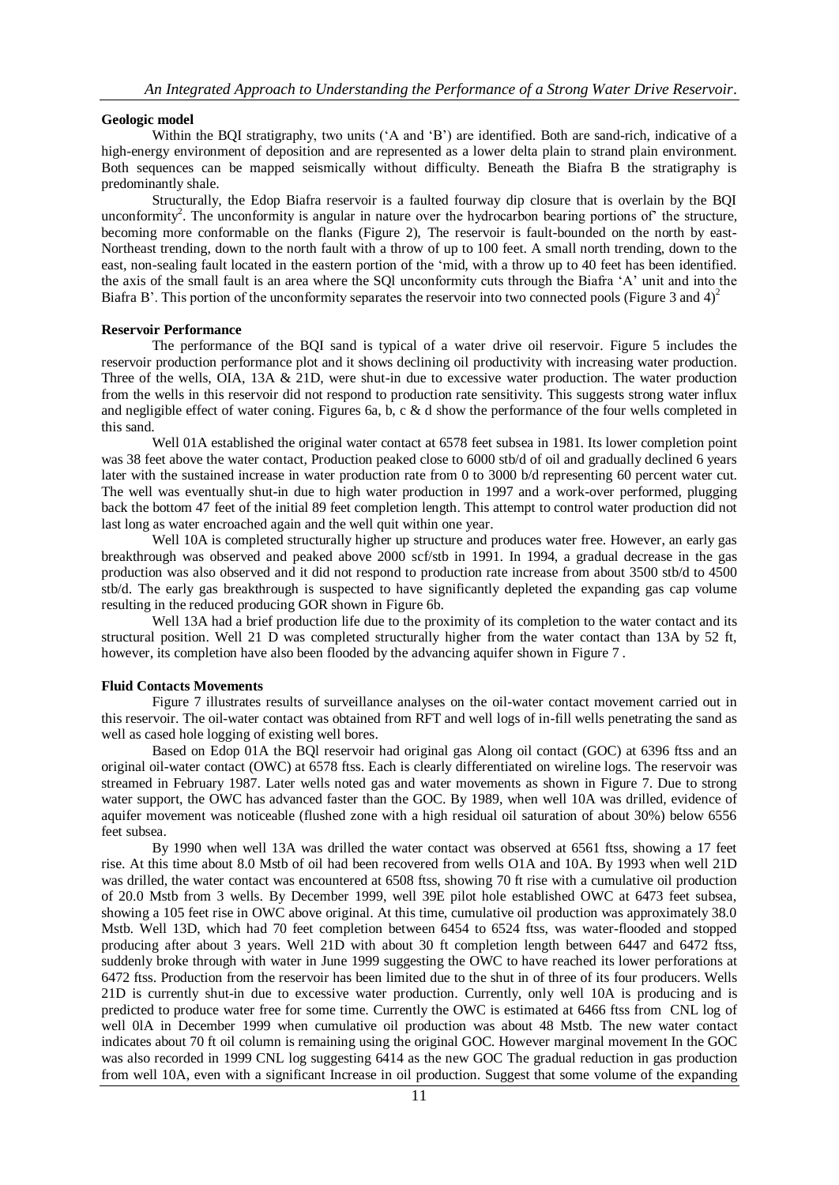### Geologic model

Within the BQI stratigraphy, two units ('A and 'B') are identified. Both are sand-rich, indicative of a high-energy environment of deposition and are represented as a lower delta plain to strand plain environment. Both sequences can be mapped seismically without difficulty. Beneath the Biafra B the stratigraphy is predominantly shale.

Structurally, the Edop Biafra reservoir is a faulted fourway dip closure that is overlain by the BQI unconformity[2]. The unconformity is angular in nature over the hydrocarbon bearing portions of' the structure, becoming more conformable on the flanks (Figure 2), The reservoir is fault-bounded on the north by east-Northeast trending, down to the north fault with a throw of up to 100 feet. A small north trending, down to the east, non-sealing fault located in the eastern portion of the 'mid, with a throw up to 40 feet has been identified. the axis of the small fault is an area where the SQl unconformity cuts through the Biafra 'A' unit and into the Biafra B'. This portion of the unconformity separates the reservoir into two connected pools (Figure 3 and 4)[2]

### Reservoir Performance

The performance of the BQI sand is typical of a water drive oil reservoir. Figure 5 includes the reservoir production performance plot and it shows declining oil productivity with increasing water production. Three of the wells, OIA, 13A & 21D, were shut-in due to excessive water production. The water production from the wells in this reservoir did not respond to production rate sensitivity. This suggests strong water influx and negligible effect of water coning. Figures 6a, b, c & d show the performance of the four wells completed in this sand.

Well 01A established the original water contact at 6578 feet subsea in 1981. Its lower completion point was 38 feet above the water contact, Production peaked close to 6000 stb/d of oil and gradually declined 6 years later with the sustained increase in water production rate from 0 to 3000 b/d representing 60 percent water cut. The well was eventually shut-in due to high water production in 1997 and a work-over performed, plugging back the bottom 47 feet of the initial 89 feet completion length. This attempt to control water production did not last long as water encroached again and the well quit within one year.

Well 10A is completed structurally higher up structure and produces water free. However, an early gas breakthrough was observed and peaked above 2000 scf/stb in 1991. In 1994, a gradual decrease in the gas production was also observed and it did not respond to production rate increase from about 3500 stb/d to 4500 stb/d. The early gas breakthrough is suspected to have significantly depleted the expanding gas cap volume resulting in the reduced producing GOR shown in Figure 6b.

Well 13A had a brief production life due to the proximity of its completion to the water contact and its structural position. Well 21 D was completed structurally higher from the water contact than 13A by 52 ft, however, its completion have also been flooded by the advancing aquifer shown in Figure 7 .

### Fluid Contacts Movements

Figure 7 illustrates results of surveillance analyses on the oil-water contact movement carried out in this reservoir. The oil-water contact was obtained from RFT and well logs of in-fill wells penetrating the sand as well as cased hole logging of existing well bores.

Based on Edop 01A the BQl reservoir had original gas Along oil contact (GOC) at 6396 ftss and an original oil-water contact (OWC) at 6578 ftss. Each is clearly differentiated on wireline logs. The reservoir was streamed in February 1987. Later wells noted gas and water movements as shown in Figure 7. Due to strong water support, the OWC has advanced faster than the GOC. By 1989, when well 10A was drilled, evidence of aquifer movement was noticeable (flushed zone with a high residual oil saturation of about 30%) below 6556 feet subsea.

By 1990 when well 13A was drilled the water contact was observed at 6561 ftss, showing a 17 feet rise. At this time about 8.0 Mstb of oil had been recovered from wells O1A and 10A. By 1993 when well 21D was drilled, the water contact was encountered at 6508 ftss, showing 70 ft rise with a cumulative oil production of 20.0 Mstb from 3 wells. By December 1999, well 39E pilot hole established OWC at 6473 feet subsea, showing a 105 feet rise in OWC above original. At this time, cumulative oil production was approximately 38.0 Mstb. Well 13D, which had 70 feet completion between 6454 to 6524 ftss, was water-flooded and stopped producing after about 3 years. Well 21D with about 30 ft completion length between 6447 and 6472 ftss, suddenly broke through with water in June 1999 suggesting the OWC to have reached its lower perforations at 6472 ftss. Production from the reservoir has been limited due to the shut in of three of its four producers. Wells 21D is currently shut-in due to excessive water production. Currently, only well 10A is producing and is predicted to produce water free for some time. Currently the OWC is estimated at 6466 ftss from CNL log of well 0lA in December 1999 when cumulative oil production was about 48 Mstb. The new water contact indicates about 70 ft oil column is remaining using the original GOC. However marginal movement In the GOC was also recorded in 1999 CNL log suggesting 6414 as the new GOC The gradual reduction in gas production from well 10A, even with a significant Increase in oil production. Suggest that some volume of the expanding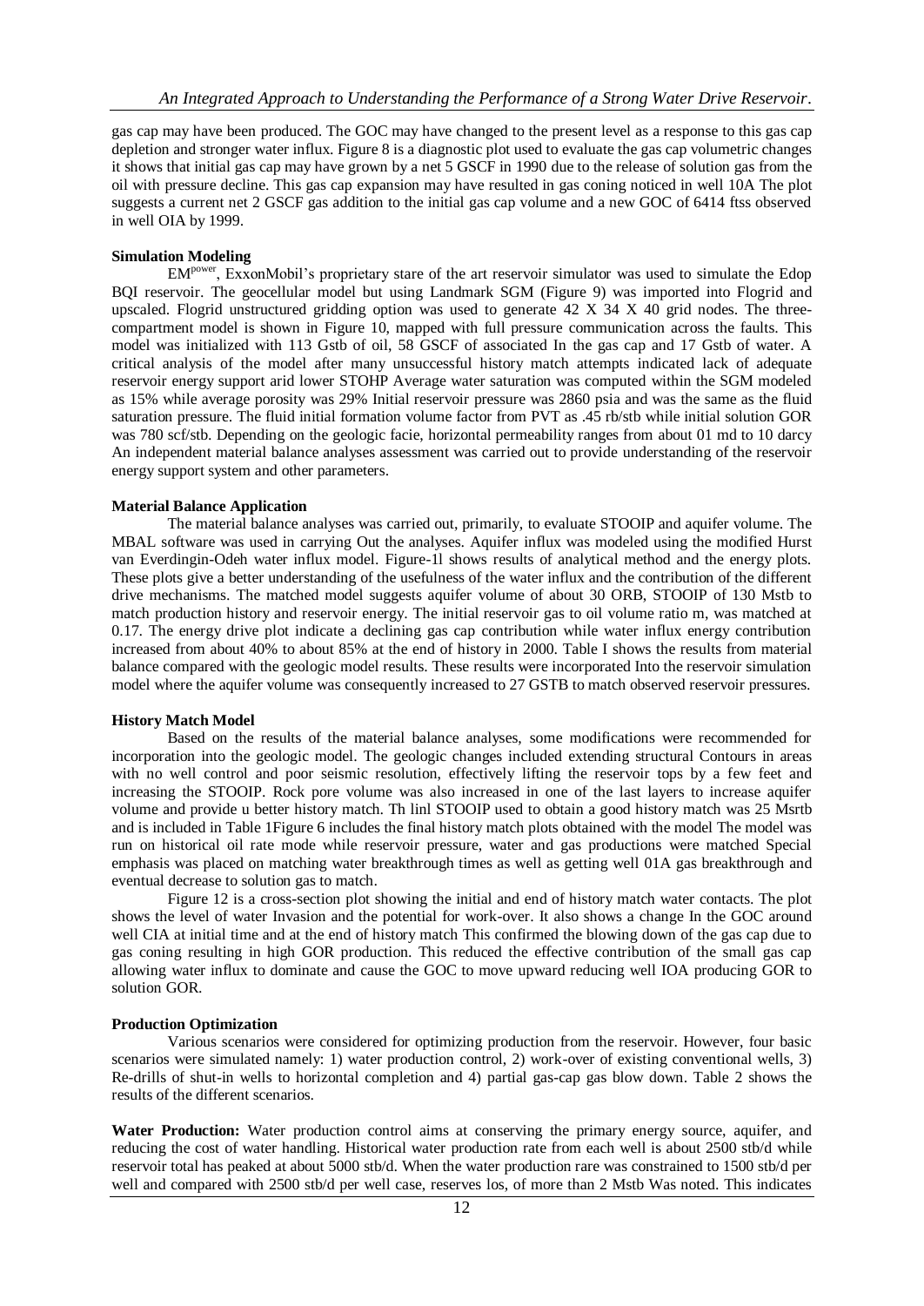gas cap may have been produced. The GOC may have changed to the present level as a response to this gas cap depletion and stronger water influx. Figure 8 is a diagnostic plot used to evaluate the gas cap volumetric changes it shows that initial gas cap may have grown by a net 5 GSCF in 1990 due to the release of solution gas from the oil with pressure decline. This gas cap expansion may have resulted in gas coning noticed in well 10A The plot suggests a current net 2 GSCF gas addition to the initial gas cap volume and a new GOC of 6414 ftss observed in well OIA by 1999.

**Simulation Modeling**

EM[power], ExxonMobil's proprietary stare of the art reservoir simulator was used to simulate the Edop BQI reservoir. The geocellular model but using Landmark SGM (Figure 9) was imported into Flogrid and upscaled. Flogrid unstructured gridding option was used to generate 42 X 34 X 40 grid nodes. The three-compartment model is shown in Figure 10, mapped with full pressure communication across the faults. This model was initialized with 113 Gstb of oil, 58 GSCF of associated In the gas cap and 17 Gstb of water. A critical analysis of the model after many unsuccessful history match attempts indicated lack of adequate reservoir energy support arid lower STOHP Average water saturation was computed within the SGM modeled as 15% while average porosity was 29% Initial reservoir pressure was 2860 psia and was the same as the fluid saturation pressure. The fluid initial formation volume factor from PVT as .45 rb/stb while initial solution GOR was 780 scf/stb. Depending on the geologic facie, horizontal permeability ranges from about 01 md to 10 darcy An independent material balance analyses assessment was carried out to provide understanding of the reservoir energy support system and other parameters.

**Material Balance Application**

The material balance analyses was carried out, primarily, to evaluate STOOIP and aquifer volume. The MBAL software was used in carrying Out the analyses. Aquifer influx was modeled using the modified Hurst van Everdingin-Odeh water influx model. Figure-1l shows results of analytical method and the energy plots. These plots give a better understanding of the usefulness of the water influx and the contribution of the different drive mechanisms. The matched model suggests aquifer volume of about 30 ORB, STOOIP of 130 Mstb to match production history and reservoir energy. The initial reservoir gas to oil volume ratio m, was matched at 0.17. The energy drive plot indicate a declining gas cap contribution while water influx energy contribution increased from about 40% to about 85% at the end of history in 2000. Table I shows the results from material balance compared with the geologic model results. These results were incorporated Into the reservoir simulation model where the aquifer volume was consequently increased to 27 GSTB to match observed reservoir pressures.

**History Match Model**

Based on the results of the material balance analyses, some modifications were recommended for incorporation into the geologic model. The geologic changes included extending structural Contours in areas with no well control and poor seismic resolution, effectively lifting the reservoir tops by a few feet and increasing the STOOIP. Rock pore volume was also increased in one of the last layers to increase aquifer volume and provide u better history match. Th linl STOOIP used to obtain a good history match was 25 Msrtb and is included in Table 1Figure 6 includes the final history match plots obtained with the model The model was run on historical oil rate mode while reservoir pressure, water and gas productions were matched Special emphasis was placed on matching water breakthrough times as well as getting well 01A gas breakthrough and eventual decrease to solution gas to match.

Figure 12 is a cross-section plot showing the initial and end of history match water contacts. The plot shows the level of water Invasion and the potential for work-over. It also shows a change In the GOC around well CIA at initial time and at the end of history match This confirmed the blowing down of the gas cap due to gas coning resulting in high GOR production. This reduced the effective contribution of the small gas cap allowing water influx to dominate and cause the GOC to move upward reducing well IOA producing GOR to solution GOR.

**Production Optimization**

Various scenarios were considered for optimizing production from the reservoir. However, four basic scenarios were simulated namely: 1) water production control, 2) work-over of existing conventional wells, 3) Re-drills of shut-in wells to horizontal completion and 4) partial gas-cap gas blow down. Table 2 shows the results of the different scenarios.

**Water Production:** Water production control aims at conserving the primary energy source, aquifer, and reducing the cost of water handling. Historical water production rate from each well is about 2500 stb/d while reservoir total has peaked at about 5000 stb/d. When the water production rare was constrained to 1500 stb/d per well and compared with 2500 stb/d per well case, reserves los, of more than 2 Mstb Was noted. This indicates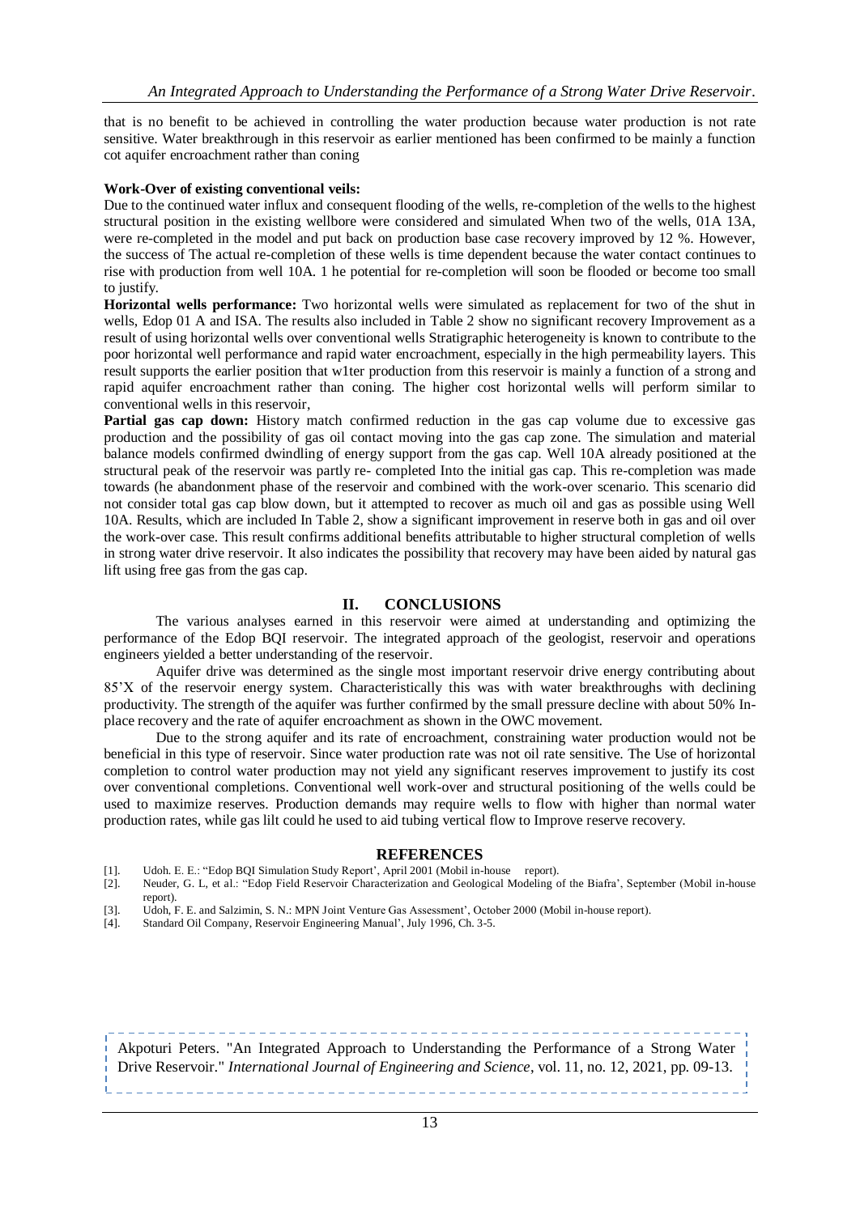that is no benefit to be achieved in controlling the water production because water production is not rate sensitive. Water breakthrough in this reservoir as earlier mentioned has been confirmed to be mainly a function cot aquifer encroachment rather than coning

**Work-Over of existing conventional veils:**

Due to the continued water influx and consequent flooding of the wells, re-completion of the wells to the highest structural position in the existing wellbore were considered and simulated When two of the wells, 01A 13A, were re-completed in the model and put back on production base case recovery improved by 12 %. However, the success of The actual re-completion of these wells is time dependent because the water contact continues to rise with production from well 10A. 1 he potential for re-completion will soon be flooded or become too small to justify.

**Horizontal wells performance:** Two horizontal wells were simulated as replacement for two of the shut in wells, Edop 01 A and ISA. The results also included in Table 2 show no significant recovery Improvement as a result of using horizontal wells over conventional wells Stratigraphic heterogeneity is known to contribute to the poor horizontal well performance and rapid water encroachment, especially in the high permeability layers. This result supports the earlier position that w1ter production from this reservoir is mainly a function of a strong and rapid aquifer encroachment rather than coning. The higher cost horizontal wells will perform similar to conventional wells in this reservoir,

**Partial gas cap down:** History match confirmed reduction in the gas cap volume due to excessive gas production and the possibility of gas oil contact moving into the gas cap zone. The simulation and material balance models confirmed dwindling of energy support from the gas cap. Well 10A already positioned at the structural peak of the reservoir was partly re- completed Into the initial gas cap. This re-completion was made towards (he abandonment phase of the reservoir and combined with the work-over scenario. This scenario did not consider total gas cap blow down, but it attempted to recover as much oil and gas as possible using Well 10A. Results, which are included In Table 2, show a significant improvement in reserve both in gas and oil over the work-over case. This result confirms additional benefits attributable to higher structural completion of wells in strong water drive reservoir. It also indicates the possibility that recovery may have been aided by natural gas lift using free gas from the gas cap.

## II. CONCLUSIONS

The various analyses earned in this reservoir were aimed at understanding and optimizing the performance of the Edop BQI reservoir. The integrated approach of the geologist, reservoir and operations engineers yielded a better understanding of the reservoir.

Aquifer drive was determined as the single most important reservoir drive energy contributing about 85'X of the reservoir energy system. Characteristically this was with water breakthroughs with declining productivity. The strength of the aquifer was further confirmed by the small pressure decline with about 50% In-place recovery and the rate of aquifer encroachment as shown in the OWC movement.

Due to the strong aquifer and its rate of encroachment, constraining water production would not be beneficial in this type of reservoir. Since water production rate was not oil rate sensitive. The Use of horizontal completion to control water production may not yield any significant reserves improvement to justify its cost over conventional completions. Conventional well work-over and structural positioning of the wells could be used to maximize reserves. Production demands may require wells to flow with higher than normal water production rates, while gas lilt could he used to aid tubing vertical flow to Improve reserve recovery.

## REFERENCES

[1]. Udoh. E. E.: "Edop BQI Simulation Study Report', April 2001 (Mobil in-house report).

[2]. Neuder, G. L, et al.: "Edop Field Reservoir Characterization and Geological Modeling of the Biafra', September (Mobil in-house report).

[3]. Udoh, F. E. and Salzimin, S. N.: MPN Joint Venture Gas Assessment', October 2000 (Mobil in-house report).

[4]. Standard Oil Company, Reservoir Engineering Manual', July 1996, Ch. 3-5.

Akpoturi Peters. "An Integrated Approach to Understanding the Performance of a Strong Water Drive Reservoir." *International Journal of Engineering and Science*, vol. 11, no. 12, 2021, pp. 09-13.